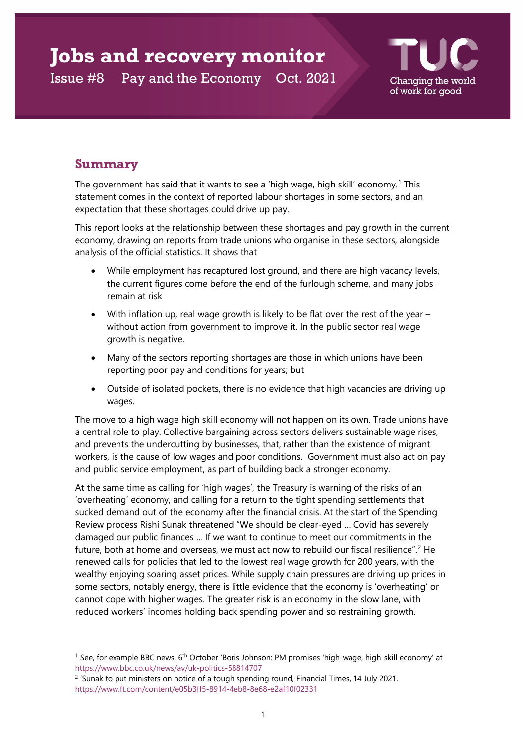# Jobs and recovery monitor

Issue #8 Pay and the Economy Oct. 2021

TUC Changing the world of work for good

## Summary

The government has said that it wants to see a 'high wage, high skill' economy.[1] This statement comes in the context of reported labour shortages in some sectors, and an expectation that these shortages could drive up pay.

This report looks at the relationship between these shortages and pay growth in the current economy, drawing on reports from trade unions who organise in these sectors, alongside analysis of the official statistics. It shows that

- While employment has recaptured lost ground, and there are high vacancy levels, the current figures come before the end of the furlough scheme, and many jobs remain at risk
- With inflation up, real wage growth is likely to be flat over the rest of the year – without action from government to improve it. In the public sector real wage growth is negative.
- Many of the sectors reporting shortages are those in which unions have been reporting poor pay and conditions for years; but
- Outside of isolated pockets, there is no evidence that high vacancies are driving up wages.

The move to a high wage high skill economy will not happen on its own. Trade unions have a central role to play. Collective bargaining across sectors delivers sustainable wage rises, and prevents the undercutting by businesses, that, rather than the existence of migrant workers, is the cause of low wages and poor conditions. Government must also act on pay and public service employment, as part of building back a stronger economy.

At the same time as calling for 'high wages', the Treasury is warning of the risks of an 'overheating' economy, and calling for a return to the tight spending settlements that sucked demand out of the economy after the financial crisis. At the start of the Spending Review process Rishi Sunak threatened "We should be clear-eyed … Covid has severely damaged our public finances … If we want to continue to meet our commitments in the future, both at home and overseas, we must act now to rebuild our fiscal resilience".[2] He renewed calls for policies that led to the lowest real wage growth for 200 years, with the wealthy enjoying soaring asset prices. While supply chain pressures are driving up prices in some sectors, notably energy, there is little evidence that the economy is 'overheating' or cannot cope with higher wages. The greater risk is an economy in the slow lane, with reduced workers' incomes holding back spending power and so restraining growth.

---

[1] See, for example BBC news, 6th October 'Boris Johnson: PM promises 'high-wage, high-skill economy' at https://www.bbc.co.uk/news/av/uk-politics-58814707

[2] 'Sunak to put ministers on notice of a tough spending round, Financial Times, 14 July 2021. https://www.ft.com/content/e05b3ff5-8914-4eb8-8e68-e2af10f02331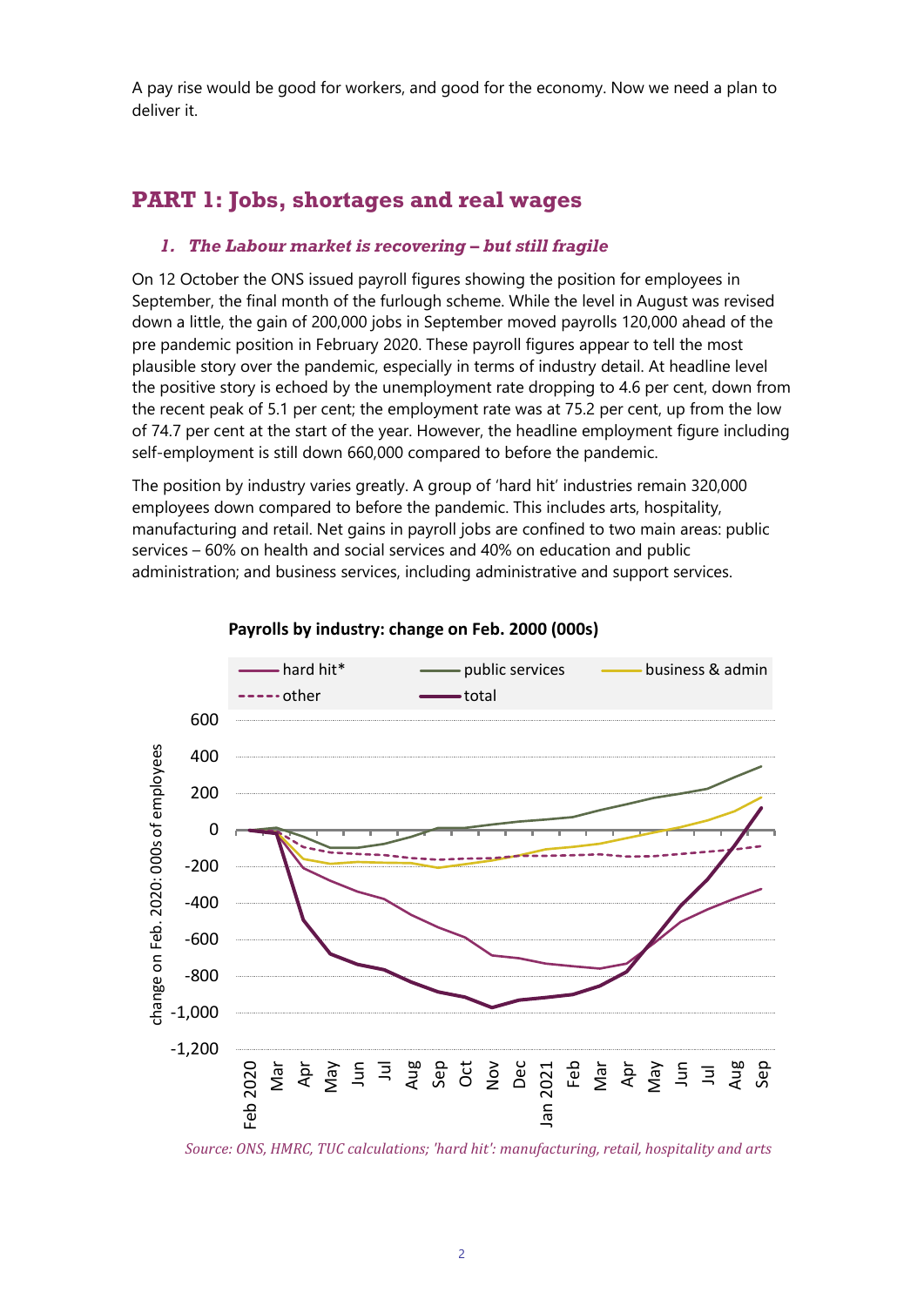A pay rise would be good for workers, and good for the economy. Now we need a plan to deliver it.

## PART 1: Jobs, shortages and real wages

### *1. The Labour market is recovering – but still fragile*

On 12 October the ONS issued payroll figures showing the position for employees in September, the final month of the furlough scheme. While the level in August was revised down a little, the gain of 200,000 jobs in September moved payrolls 120,000 ahead of the pre pandemic position in February 2020. These payroll figures appear to tell the most plausible story over the pandemic, especially in terms of industry detail. At headline level the positive story is echoed by the unemployment rate dropping to 4.6 per cent, down from the recent peak of 5.1 per cent; the employment rate was at 75.2 per cent, up from the low of 74.7 per cent at the start of the year. However, the headline employment figure including self-employment is still down 660,000 compared to before the pandemic.

The position by industry varies greatly. A group of 'hard hit' industries remain 320,000 employees down compared to before the pandemic. This includes arts, hospitality, manufacturing and retail. Net gains in payroll jobs are confined to two main areas: public services – 60% on health and social services and 40% on education and public administration; and business services, including administrative and support services.

**Payrolls by industry: change on Feb. 2000 (000s)**

*Source: ONS, HMRC, TUC calculations; 'hard hit': manufacturing, retail, hospitality and arts*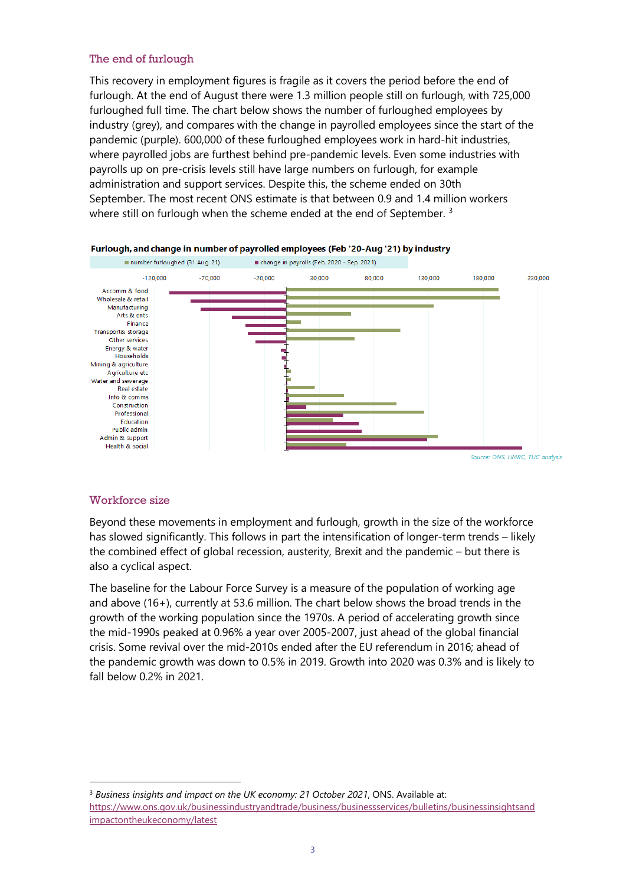## The end of furlough

This recovery in employment figures is fragile as it covers the period before the end of furlough. At the end of August there were 1.3 million people still on furlough, with 725,000 furloughed full time. The chart below shows the number of furloughed employees by industry (grey), and compares with the change in payrolled employees since the start of the pandemic (purple). 600,000 of these furloughed employees work in hard-hit industries, where payrolled jobs are furthest behind pre-pandemic levels. Even some industries with payrolls up on pre-crisis levels still have large numbers on furlough, for example administration and support services. Despite this, the scheme ended on 30th September. The most recent ONS estimate is that between 0.9 and 1.4 million workers where still on furlough when the scheme ended at the end of September. [3]

**Furlough, and change in number of payrolled employees (Feb '20-Aug '21) by industry**

■ number furloughed (31 Aug. 21) ■ change in payrolls (Feb. 2020 - Sep. 2021)

Industries: Accomm & food; Wholesale & retail; Manufacturing; Arts & ents; Finance; Transport& storage; Other services; Energy & water; Households; Mining & agriculture; Agriculture etc; Water and sewerage; Real estate; Info & comms; Construction; Professional; Education; Public admin; Admin & support; Health & social

Axis: -120,000; -70,000; -20,000; 30,000; 80,000; 130,000; 180,000; 230,000

Source: ONS, HMRC, TUC analysis

## Workforce size

Beyond these movements in employment and furlough, growth in the size of the workforce has slowed significantly. This follows in part the intensification of longer-term trends – likely the combined effect of global recession, austerity, Brexit and the pandemic – but there is also a cyclical aspect.

The baseline for the Labour Force Survey is a measure of the population of working age and above (16+), currently at 53.6 million. The chart below shows the broad trends in the growth of the working population since the 1970s. A period of accelerating growth since the mid-1990s peaked at 0.96% a year over 2005-2007, just ahead of the global financial crisis. Some revival over the mid-2010s ended after the EU referendum in 2016; ahead of the pandemic growth was down to 0.5% in 2019. Growth into 2020 was 0.3% and is likely to fall below 0.2% in 2021.

---

[3] *Business insights and impact on the UK economy: 21 October 2021*, ONS. Available at: https://www.ons.gov.uk/businessindustryandtrade/business/businessservices/bulletins/businessinsightsandimpactontheukeconomy/latest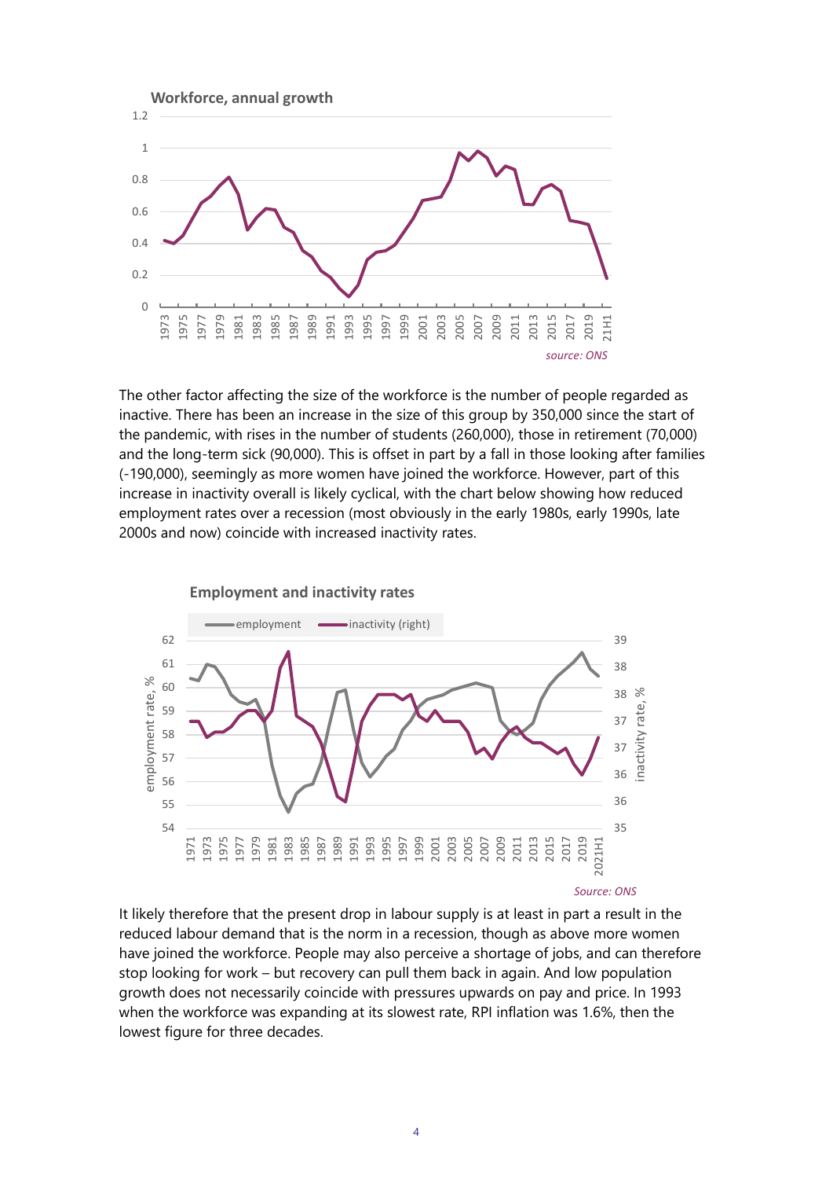**Workforce, annual growth**

*source: ONS*

The other factor affecting the size of the workforce is the number of people regarded as inactive. There has been an increase in the size of this group by 350,000 since the start of the pandemic, with rises in the number of students (260,000), those in retirement (70,000) and the long-term sick (90,000). This is offset in part by a fall in those looking after families (-190,000), seemingly as more women have joined the workforce. However, part of this increase in inactivity overall is likely cyclical, with the chart below showing how reduced employment rates over a recession (most obviously in the early 1980s, early 1990s, late 2000s and now) coincide with increased inactivity rates.

**Employment and inactivity rates**

*Source: ONS*

It likely therefore that the present drop in labour supply is at least in part a result in the reduced labour demand that is the norm in a recession, though as above more women have joined the workforce. People may also perceive a shortage of jobs, and can therefore stop looking for work – but recovery can pull them back in again. And low population growth does not necessarily coincide with pressures upwards on pay and price. In 1993 when the workforce was expanding at its slowest rate, RPI inflation was 1.6%, then the lowest figure for three decades.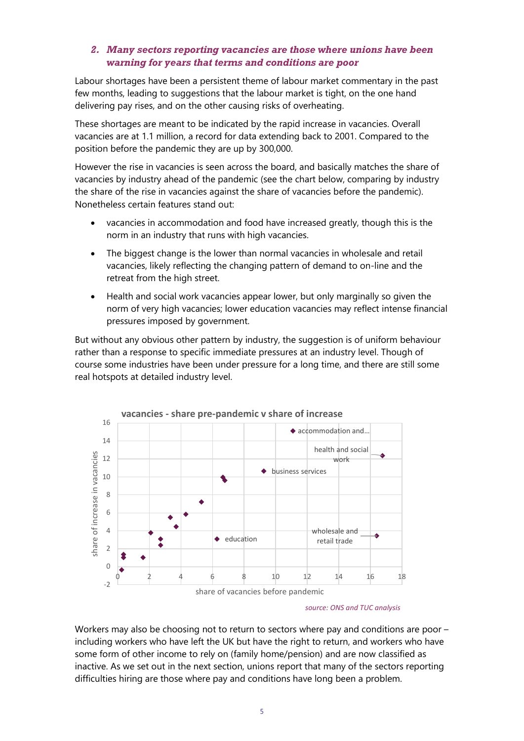### 2. *Many sectors reporting vacancies are those where unions have been warning for years that terms and conditions are poor*

Labour shortages have been a persistent theme of labour market commentary in the past few months, leading to suggestions that the labour market is tight, on the one hand delivering pay rises, and on the other causing risks of overheating.

These shortages are meant to be indicated by the rapid increase in vacancies. Overall vacancies are at 1.1 million, a record for data extending back to 2001. Compared to the position before the pandemic they are up by 300,000.

However the rise in vacancies is seen across the board, and basically matches the share of vacancies by industry ahead of the pandemic (see the chart below, comparing by industry the share of the rise in vacancies against the share of vacancies before the pandemic). Nonetheless certain features stand out:

- vacancies in accommodation and food have increased greatly, though this is the norm in an industry that runs with high vacancies.
- The biggest change is the lower than normal vacancies in wholesale and retail vacancies, likely reflecting the changing pattern of demand to on-line and the retreat from the high street.
- Health and social work vacancies appear lower, but only marginally so given the norm of very high vacancies; lower education vacancies may reflect intense financial pressures imposed by government.

But without any obvious other pattern by industry, the suggestion is of uniform behaviour rather than a response to specific immediate pressures at an industry level. Though of course some industries have been under pressure for a long time, and there are still some real hotspots at detailed industry level.

**vacancies - share pre-pandemic v share of increase**

*source: ONS and TUC analysis*

Workers may also be choosing not to return to sectors where pay and conditions are poor – including workers who have left the UK but have the right to return, and workers who have some form of other income to rely on (family home/pension) and are now classified as inactive. As we set out in the next section, unions report that many of the sectors reporting difficulties hiring are those where pay and conditions have long been a problem.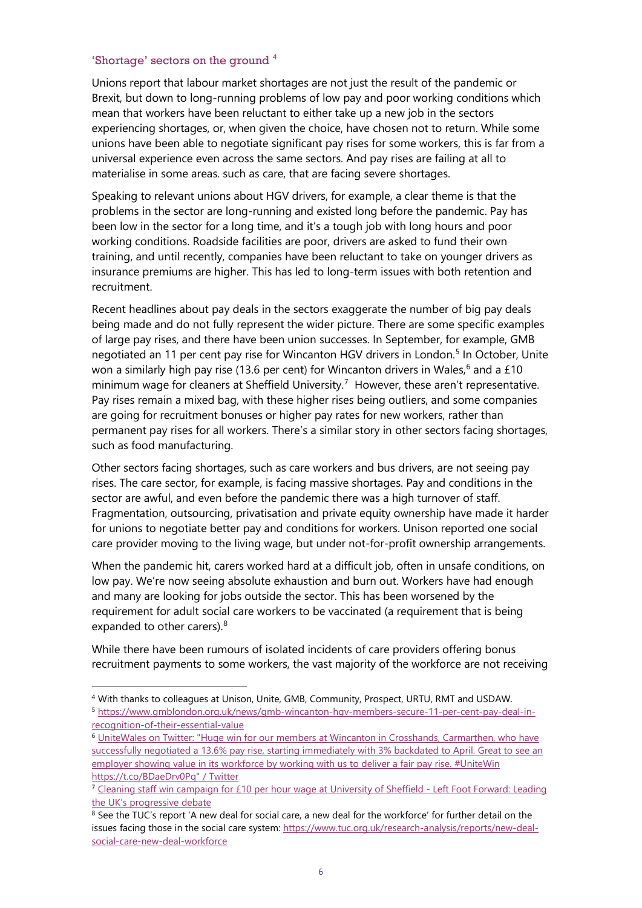### 'Shortage' sectors on the ground [4]

Unions report that labour market shortages are not just the result of the pandemic or Brexit, but down to long-running problems of low pay and poor working conditions which mean that workers have been reluctant to either take up a new job in the sectors experiencing shortages, or, when given the choice, have chosen not to return. While some unions have been able to negotiate significant pay rises for some workers, this is far from a universal experience even across the same sectors. And pay rises are failing at all to materialise in some areas. such as care, that are facing severe shortages.

Speaking to relevant unions about HGV drivers, for example, a clear theme is that the problems in the sector are long-running and existed long before the pandemic. Pay has been low in the sector for a long time, and it's a tough job with long hours and poor working conditions. Roadside facilities are poor, drivers are asked to fund their own training, and until recently, companies have been reluctant to take on younger drivers as insurance premiums are higher. This has led to long-term issues with both retention and recruitment.

Recent headlines about pay deals in the sectors exaggerate the number of big pay deals being made and do not fully represent the wider picture. There are some specific examples of large pay rises, and there have been union successes. In September, for example, GMB negotiated an 11 per cent pay rise for Wincanton HGV drivers in London.[5] In October, Unite won a similarly high pay rise (13.6 per cent) for Wincanton drivers in Wales,[6] and a £10 minimum wage for cleaners at Sheffield University.[7] However, these aren't representative. Pay rises remain a mixed bag, with these higher rises being outliers, and some companies are going for recruitment bonuses or higher pay rates for new workers, rather than permanent pay rises for all workers. There's a similar story in other sectors facing shortages, such as food manufacturing.

Other sectors facing shortages, such as care workers and bus drivers, are not seeing pay rises. The care sector, for example, is facing massive shortages. Pay and conditions in the sector are awful, and even before the pandemic there was a high turnover of staff. Fragmentation, outsourcing, privatisation and private equity ownership have made it harder for unions to negotiate better pay and conditions for workers. Unison reported one social care provider moving to the living wage, but under not-for-profit ownership arrangements.

When the pandemic hit, carers worked hard at a difficult job, often in unsafe conditions, on low pay. We're now seeing absolute exhaustion and burn out. Workers have had enough and many are looking for jobs outside the sector. This has been worsened by the requirement for adult social care workers to be vaccinated (a requirement that is being expanded to other carers).[8]

While there have been rumours of isolated incidents of care providers offering bonus recruitment payments to some workers, the vast majority of the workforce are not receiving

---

[4] With thanks to colleagues at Unison, Unite, GMB, Community, Prospect, URTU, RMT and USDAW.

[5] https://www.gmblondon.org.uk/news/gmb-wincanton-hgv-members-secure-11-per-cent-pay-deal-in-recognition-of-their-essential-value

[6] UniteWales on Twitter: "Huge win for our members at Wincanton in Crosshands, Carmarthen, who have successfully negotiated a 13.6% pay rise, starting immediately with 3% backdated to April. Great to see an employer showing value in its workforce by working with us to deliver a fair pay rise. #UniteWin https://t.co/BDaeDrv0Pq" / Twitter

[7] Cleaning staff win campaign for £10 per hour wage at University of Sheffield - Left Foot Forward: Leading the UK's progressive debate

[8] See the TUC's report 'A new deal for social care, a new deal for the workforce' for further detail on the issues facing those in the social care system: https://www.tuc.org.uk/research-analysis/reports/new-deal-social-care-new-deal-workforce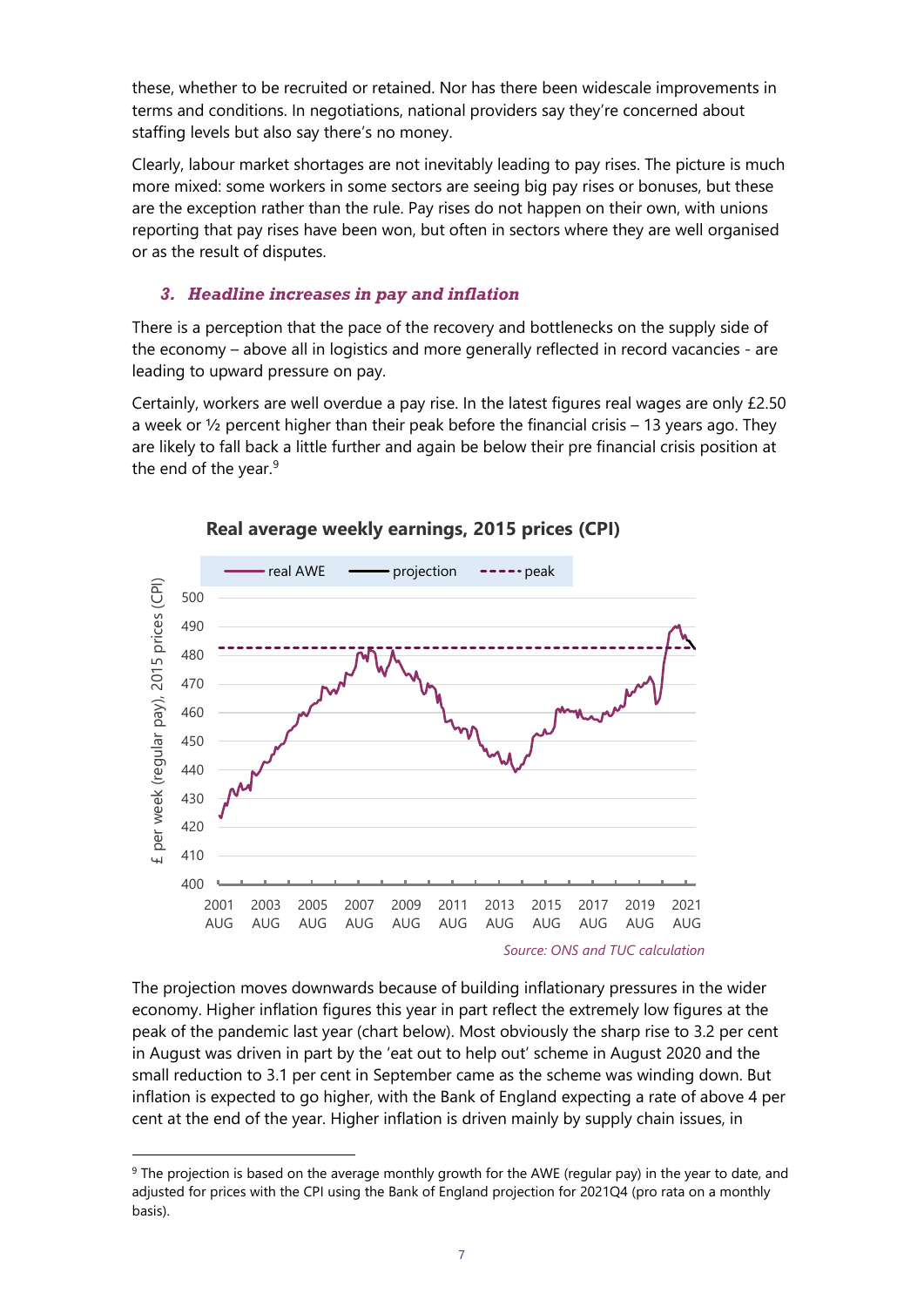these, whether to be recruited or retained. Nor has there been widescale improvements in terms and conditions. In negotiations, national providers say they're concerned about staffing levels but also say there's no money.

Clearly, labour market shortages are not inevitably leading to pay rises. The picture is much more mixed: some workers in some sectors are seeing big pay rises or bonuses, but these are the exception rather than the rule. Pay rises do not happen on their own, with unions reporting that pay rises have been won, but often in sectors where they are well organised or as the result of disputes.

### *3. Headline increases in pay and inflation*

There is a perception that the pace of the recovery and bottlenecks on the supply side of the economy – above all in logistics and more generally reflected in record vacancies - are leading to upward pressure on pay.

Certainly, workers are well overdue a pay rise. In the latest figures real wages are only £2.50 a week or ½ percent higher than their peak before the financial crisis – 13 years ago. They are likely to fall back a little further and again be below their pre financial crisis position at the end of the year.[9]

**Real average weekly earnings, 2015 prices (CPI)**

*Source: ONS and TUC calculation*

The projection moves downwards because of building inflationary pressures in the wider economy. Higher inflation figures this year in part reflect the extremely low figures at the peak of the pandemic last year (chart below). Most obviously the sharp rise to 3.2 per cent in August was driven in part by the 'eat out to help out' scheme in August 2020 and the small reduction to 3.1 per cent in September came as the scheme was winding down. But inflation is expected to go higher, with the Bank of England expecting a rate of above 4 per cent at the end of the year. Higher inflation is driven mainly by supply chain issues, in

---

[9] The projection is based on the average monthly growth for the AWE (regular pay) in the year to date, and adjusted for prices with the CPI using the Bank of England projection for 2021Q4 (pro rata on a monthly basis).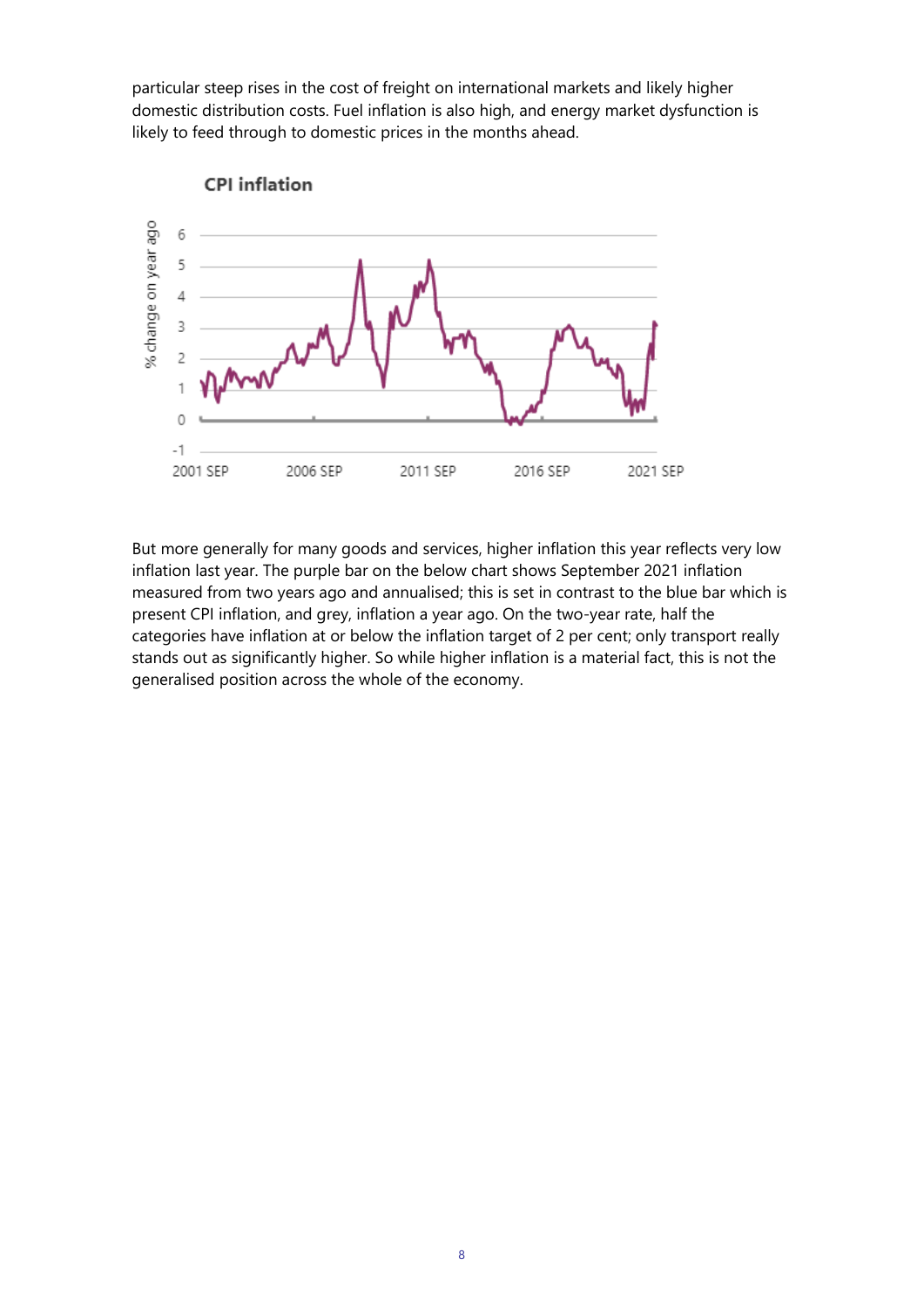particular steep rises in the cost of freight on international markets and likely higher domestic distribution costs. Fuel inflation is also high, and energy market dysfunction is likely to feed through to domestic prices in the months ahead.

**CPI inflation**

But more generally for many goods and services, higher inflation this year reflects very low inflation last year. The purple bar on the below chart shows September 2021 inflation measured from two years ago and annualised; this is set in contrast to the blue bar which is present CPI inflation, and grey, inflation a year ago. On the two-year rate, half the categories have inflation at or below the inflation target of 2 per cent; only transport really stands out as significantly higher. So while higher inflation is a material fact, this is not the generalised position across the whole of the economy.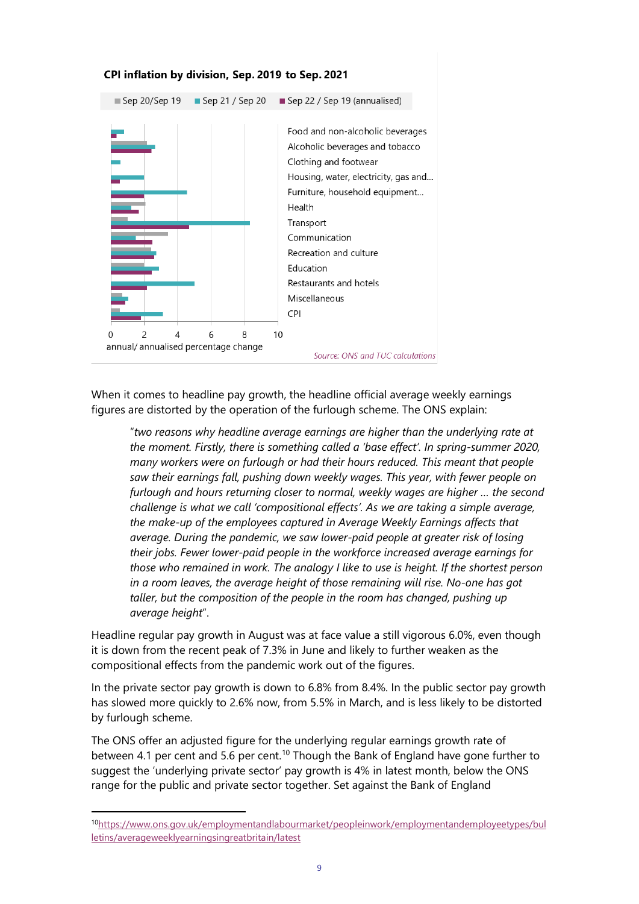**CPI inflation by division, Sep. 2019 to Sep. 2021**

Sep 20/Sep 19 | Sep 21 / Sep 20 | Sep 22 / Sep 19 (annualised)

Food and non-alcoholic beverages
Alcoholic beverages and tobacco
Clothing and footwear
Housing, water, electricity, gas and...
Furniture, household equipment...
Health
Transport
Communication
Recreation and culture
Education
Restaurants and hotels
Miscellaneous
CPI

0 2 4 6 8 10
annual/ annualised percentage change

*Source: ONS and TUC calculations*

When it comes to headline pay growth, the headline official average weekly earnings figures are distorted by the operation of the furlough scheme. The ONS explain:

> "*two reasons why headline average earnings are higher than the underlying rate at the moment. Firstly, there is something called a 'base effect'. In spring-summer 2020, many workers were on furlough or had their hours reduced. This meant that people saw their earnings fall, pushing down weekly wages. This year, with fewer people on furlough and hours returning closer to normal, weekly wages are higher … the second challenge is what we call 'compositional effects'. As we are taking a simple average, the make-up of the employees captured in Average Weekly Earnings affects that average. During the pandemic, we saw lower-paid people at greater risk of losing their jobs. Fewer lower-paid people in the workforce increased average earnings for those who remained in work. The analogy I like to use is height. If the shortest person in a room leaves, the average height of those remaining will rise. No-one has got taller, but the composition of the people in the room has changed, pushing up average height*".

Headline regular pay growth in August was at face value a still vigorous 6.0%, even though it is down from the recent peak of 7.3% in June and likely to further weaken as the compositional effects from the pandemic work out of the figures.

In the private sector pay growth is down to 6.8% from 8.4%. In the public sector pay growth has slowed more quickly to 2.6% now, from 5.5% in March, and is less likely to be distorted by furlough scheme.

The ONS offer an adjusted figure for the underlying regular earnings growth rate of between 4.1 per cent and 5.6 per cent.[10] Though the Bank of England have gone further to suggest the 'underlying private sector' pay growth is 4% in latest month, below the ONS range for the public and private sector together. Set against the Bank of England

---

[10] https://www.ons.gov.uk/employmentandlabourmarket/peopleinwork/employmentandemployeetypes/bulletins/averageweeklyearningsingreatbritain/latest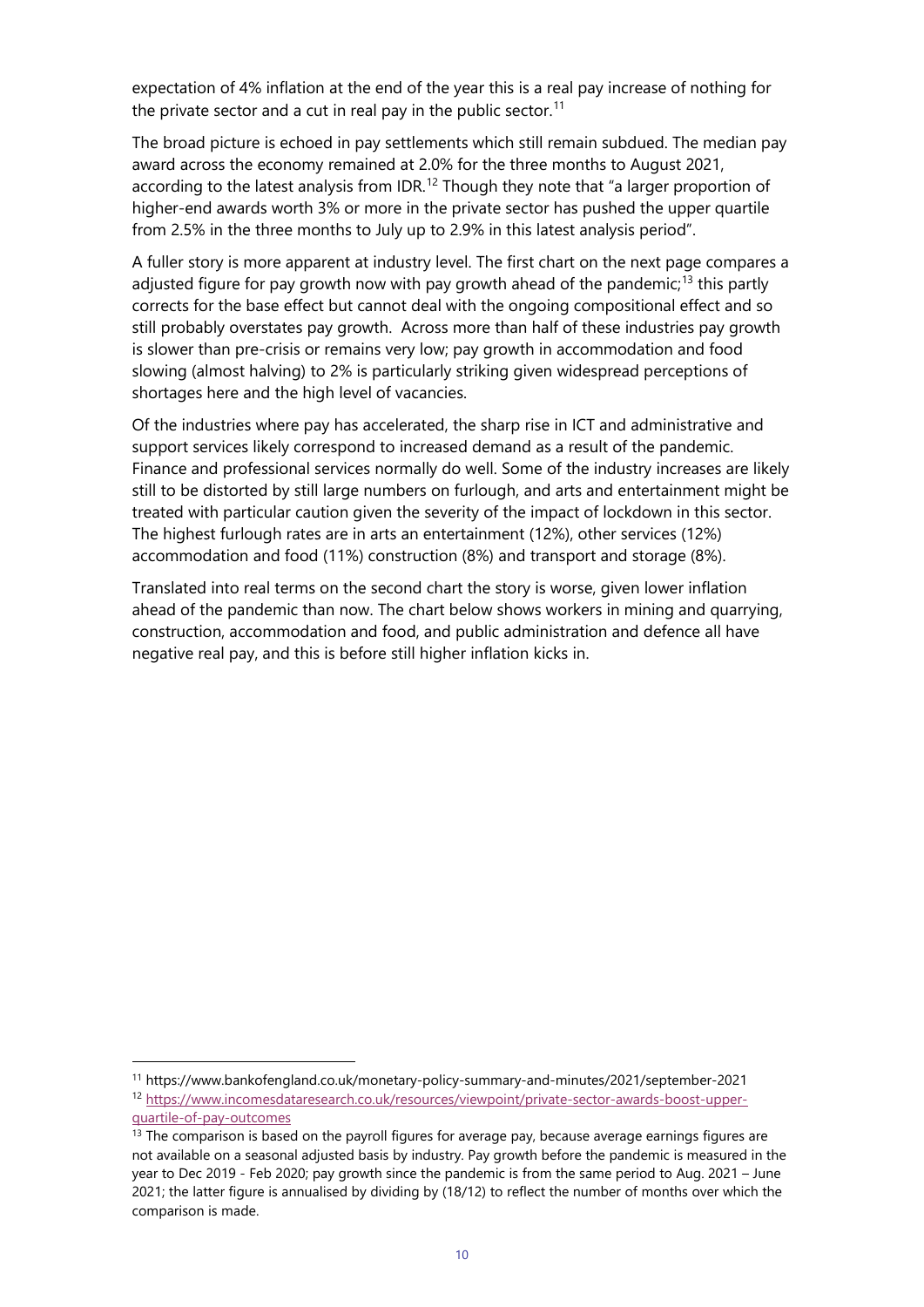expectation of 4% inflation at the end of the year this is a real pay increase of nothing for the private sector and a cut in real pay in the public sector.[11]

The broad picture is echoed in pay settlements which still remain subdued. The median pay award across the economy remained at 2.0% for the three months to August 2021, according to the latest analysis from IDR.[12] Though they note that "a larger proportion of higher-end awards worth 3% or more in the private sector has pushed the upper quartile from 2.5% in the three months to July up to 2.9% in this latest analysis period".

A fuller story is more apparent at industry level. The first chart on the next page compares a adjusted figure for pay growth now with pay growth ahead of the pandemic;[13] this partly corrects for the base effect but cannot deal with the ongoing compositional effect and so still probably overstates pay growth. Across more than half of these industries pay growth is slower than pre-crisis or remains very low; pay growth in accommodation and food slowing (almost halving) to 2% is particularly striking given widespread perceptions of shortages here and the high level of vacancies.

Of the industries where pay has accelerated, the sharp rise in ICT and administrative and support services likely correspond to increased demand as a result of the pandemic. Finance and professional services normally do well. Some of the industry increases are likely still to be distorted by still large numbers on furlough, and arts and entertainment might be treated with particular caution given the severity of the impact of lockdown in this sector. The highest furlough rates are in arts an entertainment (12%), other services (12%) accommodation and food (11%) construction (8%) and transport and storage (8%).

Translated into real terms on the second chart the story is worse, given lower inflation ahead of the pandemic than now. The chart below shows workers in mining and quarrying, construction, accommodation and food, and public administration and defence all have negative real pay, and this is before still higher inflation kicks in.

---

[11] https://www.bankofengland.co.uk/monetary-policy-summary-and-minutes/2021/september-2021

[12] https://www.incomesdataresearch.co.uk/resources/viewpoint/private-sector-awards-boost-upper-quartile-of-pay-outcomes

[13] The comparison is based on the payroll figures for average pay, because average earnings figures are not available on a seasonal adjusted basis by industry. Pay growth before the pandemic is measured in the year to Dec 2019 - Feb 2020; pay growth since the pandemic is from the same period to Aug. 2021 – June 2021; the latter figure is annualised by dividing by (18/12) to reflect the number of months over which the comparison is made.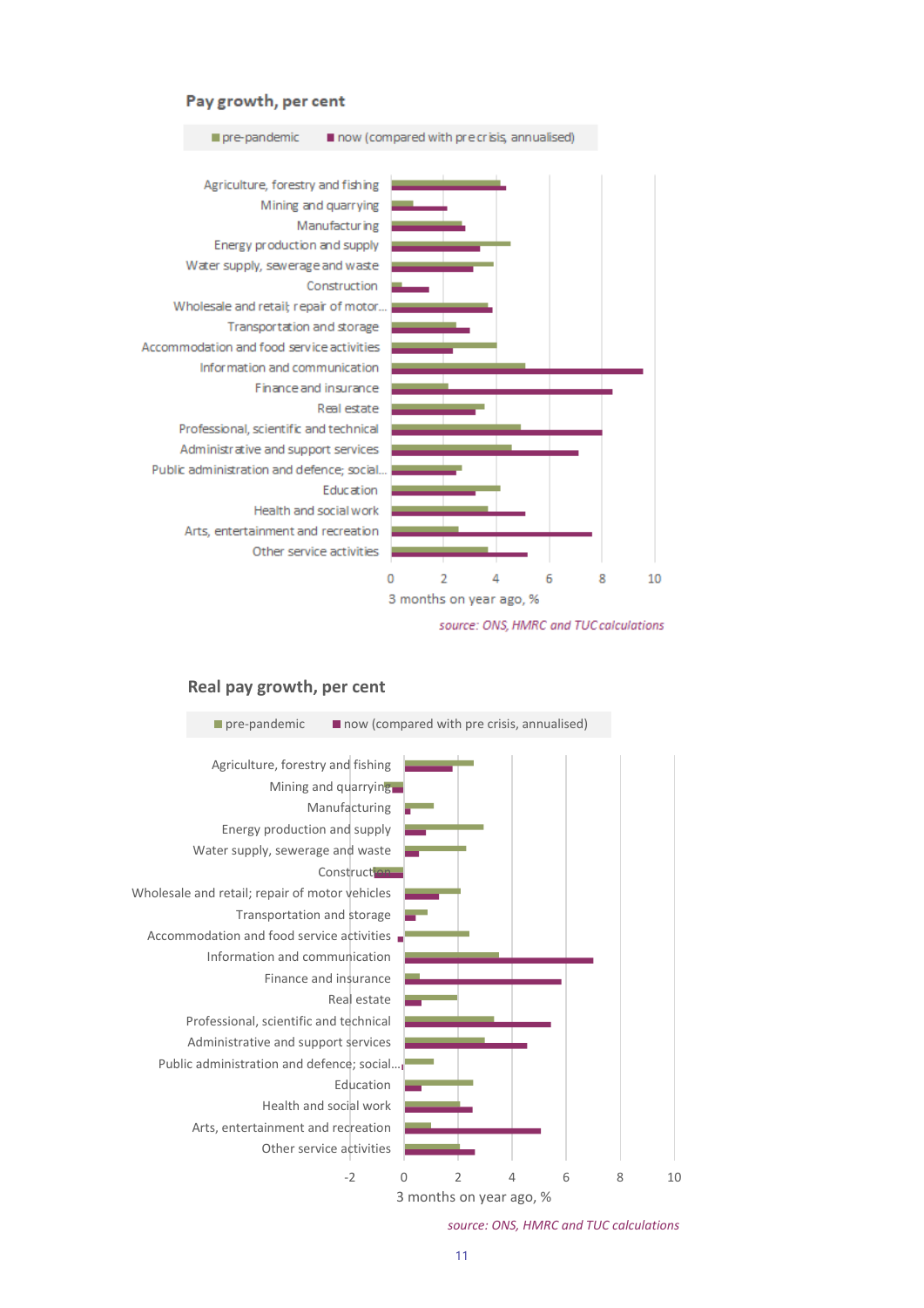## Pay growth, per cent

■ pre-pandemic ■ now (compared with pre crisis, annualised)

- Agriculture, forestry and fishing
- Mining and quarrying
- Manufacturing
- Energy production and supply
- Water supply, sewerage and waste
- Construction
- Wholesale and retail; repair of motor...
- Transportation and storage
- Accommodation and food service activities
- Information and communication
- Finance and insurance
- Real estate
- Professional, scientific and technical
- Administrative and support services
- Public administration and defence; social...
- Education
- Health and social work
- Arts, entertainment and recreation
- Other service activities

0 2 4 6 8 10

3 months on year ago, %

*source: ONS, HMRC and TUC calculations*

## Real pay growth, per cent

■ pre-pandemic ■ now (compared with pre crisis, annualised)

- Agriculture, forestry and fishing
- Mining and quarrying
- Manufacturing
- Energy production and supply
- Water supply, sewerage and waste
- Construction
- Wholesale and retail; repair of motor vehicles
- Transportation and storage
- Accommodation and food service activities
- Information and communication
- Finance and insurance
- Real estate
- Professional, scientific and technical
- Administrative and support services
- Public administration and defence; social...
- Education
- Health and social work
- Arts, entertainment and recreation
- Other service activities

-2 0 2 4 6 8 10

3 months on year ago, %

*source: ONS, HMRC and TUC calculations*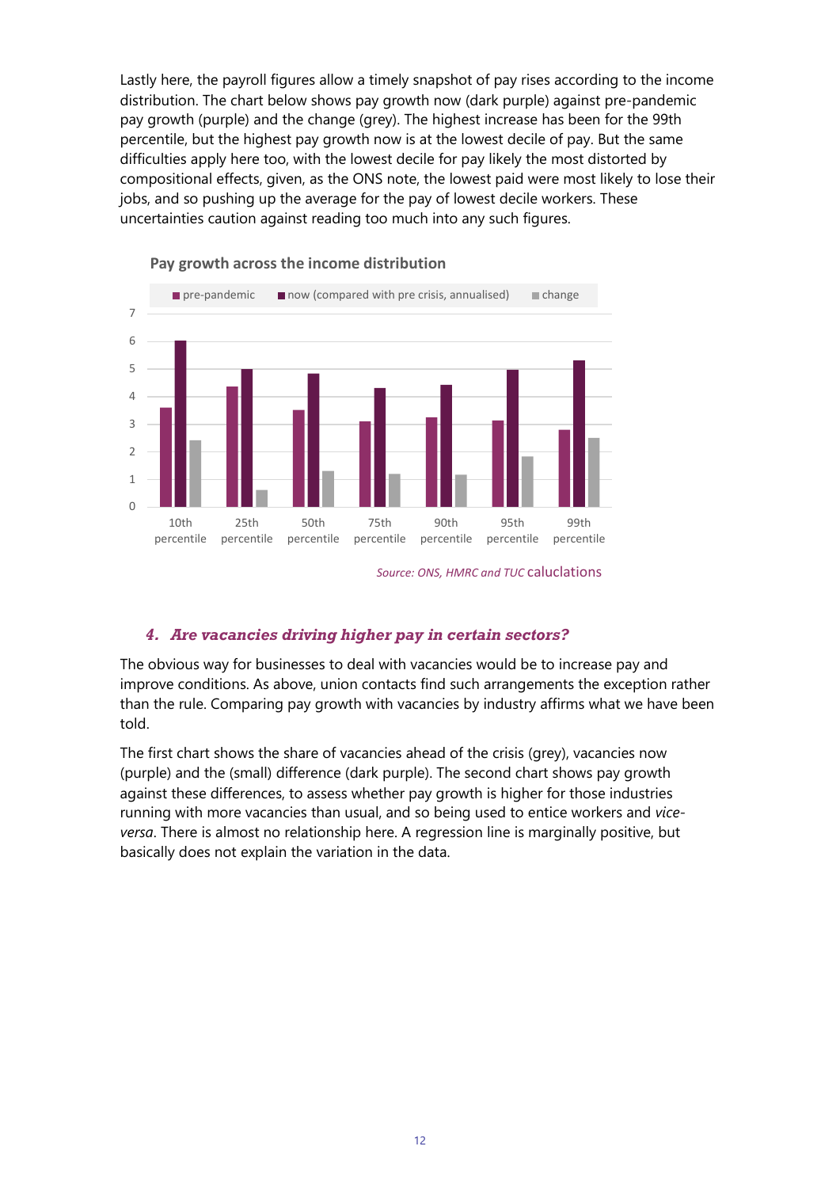Lastly here, the payroll figures allow a timely snapshot of pay rises according to the income distribution. The chart below shows pay growth now (dark purple) against pre-pandemic pay growth (purple) and the change (grey). The highest increase has been for the 99th percentile, but the highest pay growth now is at the lowest decile of pay. But the same difficulties apply here too, with the lowest decile for pay likely the most distorted by compositional effects, given, as the ONS note, the lowest paid were most likely to lose their jobs, and so pushing up the average for the pay of lowest decile workers. These uncertainties caution against reading too much into any such figures.

**Pay growth across the income distribution**

| | pre-pandemic | now (compared with pre crisis, annualised) | change |
|---|---|---|---|
| 10th percentile | 3.6 | 6.0 | 2.4 |
| 25th percentile | 4.4 | 5.0 | 0.6 |
| 50th percentile | 3.5 | 4.8 | 1.3 |
| 75th percentile | 3.1 | 4.3 | 1.2 |
| 90th percentile | 3.2 | 4.4 | 1.2 |
| 95th percentile | 3.1 | 5.0 | 1.8 |
| 99th percentile | 2.8 | 5.3 | 2.5 |

*Source: ONS, HMRC and TUC* caluclations

### *4. Are vacancies driving higher pay in certain sectors?*

The obvious way for businesses to deal with vacancies would be to increase pay and improve conditions. As above, union contacts find such arrangements the exception rather than the rule. Comparing pay growth with vacancies by industry affirms what we have been told.

The first chart shows the share of vacancies ahead of the crisis (grey), vacancies now (purple) and the (small) difference (dark purple). The second chart shows pay growth against these differences, to assess whether pay growth is higher for those industries running with more vacancies than usual, and so being used to entice workers and *vice-versa*. There is almost no relationship here. A regression line is marginally positive, but basically does not explain the variation in the data.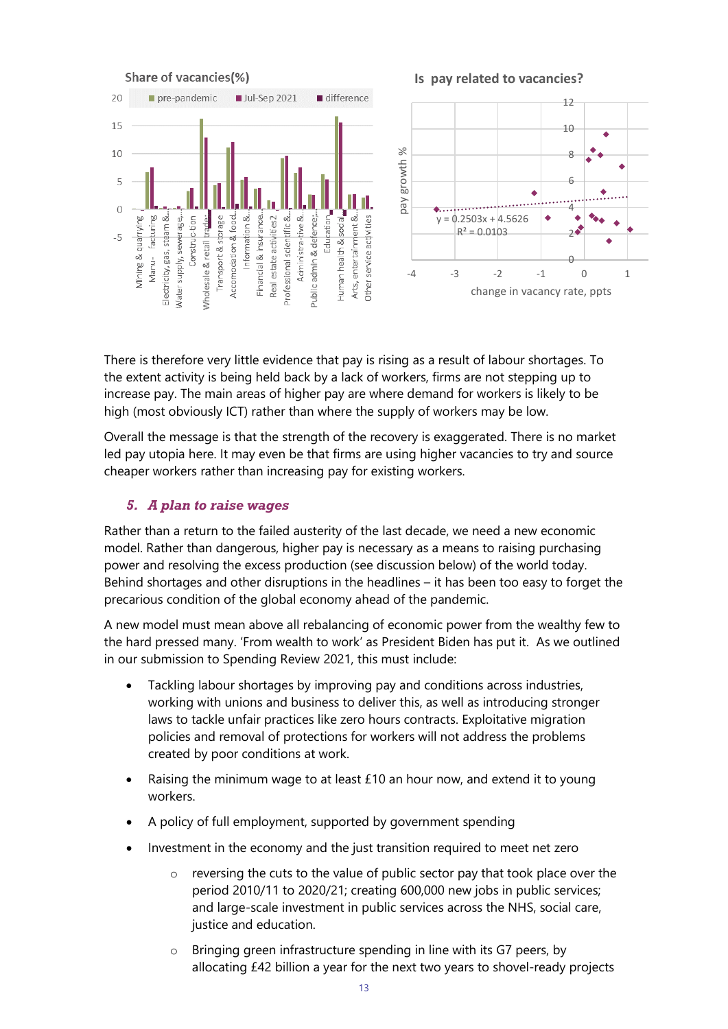Share of vacancies(%)

Is pay related to vacancies?

There is therefore very little evidence that pay is rising as a result of labour shortages. To the extent activity is being held back by a lack of workers, firms are not stepping up to increase pay. The main areas of higher pay are where demand for workers is likely to be high (most obviously ICT) rather than where the supply of workers may be low.

Overall the message is that the strength of the recovery is exaggerated. There is no market led pay utopia here. It may even be that firms are using higher vacancies to try and source cheaper workers rather than increasing pay for existing workers.

### *5. A plan to raise wages*

Rather than a return to the failed austerity of the last decade, we need a new economic model. Rather than dangerous, higher pay is necessary as a means to raising purchasing power and resolving the excess production (see discussion below) of the world today. Behind shortages and other disruptions in the headlines – it has been too easy to forget the precarious condition of the global economy ahead of the pandemic.

A new model must mean above all rebalancing of economic power from the wealthy few to the hard pressed many. 'From wealth to work' as President Biden has put it. As we outlined in our submission to Spending Review 2021, this must include:

- Tackling labour shortages by improving pay and conditions across industries, working with unions and business to deliver this, as well as introducing stronger laws to tackle unfair practices like zero hours contracts. Exploitative migration policies and removal of protections for workers will not address the problems created by poor conditions at work.
- Raising the minimum wage to at least £10 an hour now, and extend it to young workers.
- A policy of full employment, supported by government spending
- Investment in the economy and the just transition required to meet net zero
    - reversing the cuts to the value of public sector pay that took place over the period 2010/11 to 2020/21; creating 600,000 new jobs in public services; and large-scale investment in public services across the NHS, social care, justice and education.
    - Bringing green infrastructure spending in line with its G7 peers, by allocating £42 billion a year for the next two years to shovel-ready projects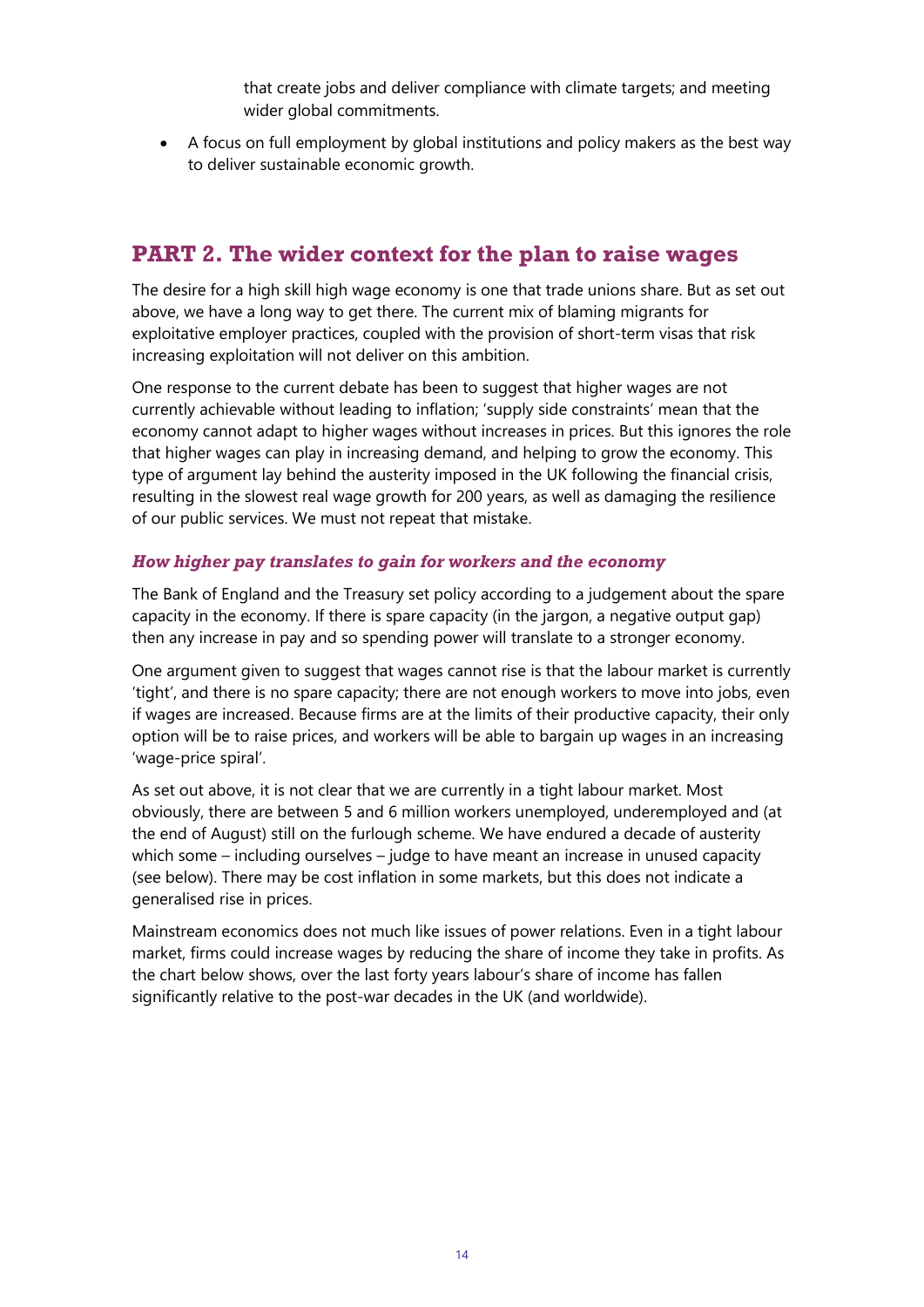that create jobs and deliver compliance with climate targets; and meeting wider global commitments.

- A focus on full employment by global institutions and policy makers as the best way to deliver sustainable economic growth.

## PART 2. The wider context for the plan to raise wages

The desire for a high skill high wage economy is one that trade unions share. But as set out above, we have a long way to get there. The current mix of blaming migrants for exploitative employer practices, coupled with the provision of short-term visas that risk increasing exploitation will not deliver on this ambition.

One response to the current debate has been to suggest that higher wages are not currently achievable without leading to inflation; 'supply side constraints' mean that the economy cannot adapt to higher wages without increases in prices. But this ignores the role that higher wages can play in increasing demand, and helping to grow the economy. This type of argument lay behind the austerity imposed in the UK following the financial crisis, resulting in the slowest real wage growth for 200 years, as well as damaging the resilience of our public services. We must not repeat that mistake.

### *How higher pay translates to gain for workers and the economy*

The Bank of England and the Treasury set policy according to a judgement about the spare capacity in the economy. If there is spare capacity (in the jargon, a negative output gap) then any increase in pay and so spending power will translate to a stronger economy.

One argument given to suggest that wages cannot rise is that the labour market is currently 'tight', and there is no spare capacity; there are not enough workers to move into jobs, even if wages are increased. Because firms are at the limits of their productive capacity, their only option will be to raise prices, and workers will be able to bargain up wages in an increasing 'wage-price spiral'.

As set out above, it is not clear that we are currently in a tight labour market. Most obviously, there are between 5 and 6 million workers unemployed, underemployed and (at the end of August) still on the furlough scheme. We have endured a decade of austerity which some – including ourselves – judge to have meant an increase in unused capacity (see below). There may be cost inflation in some markets, but this does not indicate a generalised rise in prices.

Mainstream economics does not much like issues of power relations. Even in a tight labour market, firms could increase wages by reducing the share of income they take in profits. As the chart below shows, over the last forty years labour's share of income has fallen significantly relative to the post-war decades in the UK (and worldwide).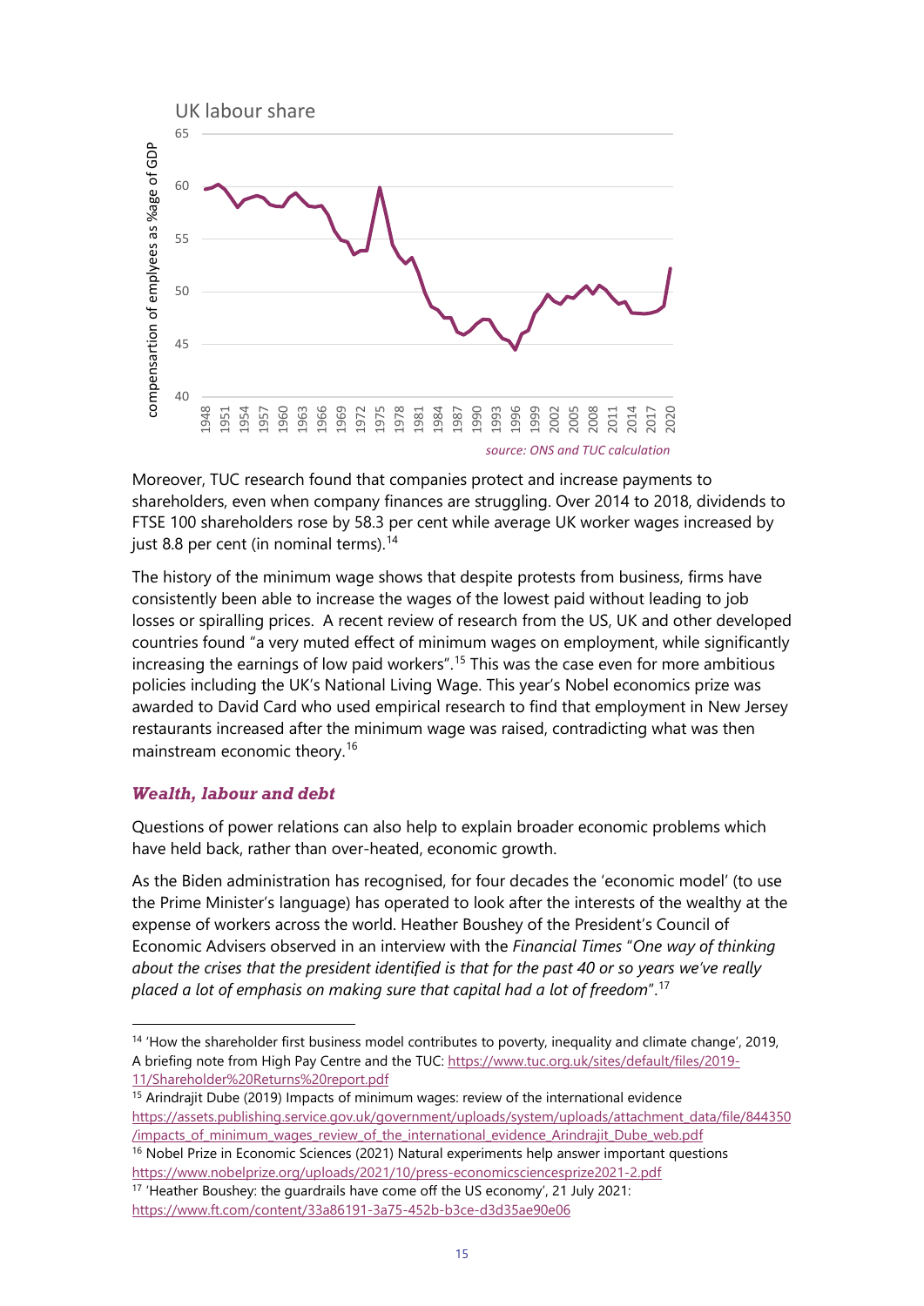UK labour share

source: ONS and TUC calculation

Moreover, TUC research found that companies protect and increase payments to shareholders, even when company finances are struggling. Over 2014 to 2018, dividends to FTSE 100 shareholders rose by 58.3 per cent while average UK worker wages increased by just 8.8 per cent (in nominal terms).[14]

The history of the minimum wage shows that despite protests from business, firms have consistently been able to increase the wages of the lowest paid without leading to job losses or spiralling prices. A recent review of research from the US, UK and other developed countries found "a very muted effect of minimum wages on employment, while significantly increasing the earnings of low paid workers".[15] This was the case even for more ambitious policies including the UK's National Living Wage. This year's Nobel economics prize was awarded to David Card who used empirical research to find that employment in New Jersey restaurants increased after the minimum wage was raised, contradicting what was then mainstream economic theory.[16]

### *Wealth, labour and debt*

Questions of power relations can also help to explain broader economic problems which have held back, rather than over-heated, economic growth.

As the Biden administration has recognised, for four decades the 'economic model' (to use the Prime Minister's language) has operated to look after the interests of the wealthy at the expense of workers across the world. Heather Boushey of the President's Council of Economic Advisers observed in an interview with the *Financial Times* "*One way of thinking about the crises that the president identified is that for the past 40 or so years we've really placed a lot of emphasis on making sure that capital had a lot of freedom*".[17]

---

[14] 'How the shareholder first business model contributes to poverty, inequality and climate change', 2019, A briefing note from High Pay Centre and the TUC: https://www.tuc.org.uk/sites/default/files/2019-11/Shareholder%20Returns%20report.pdf

[15] Arindrajit Dube (2019) Impacts of minimum wages: review of the international evidence https://assets.publishing.service.gov.uk/government/uploads/system/uploads/attachment_data/file/844350/impacts_of_minimum_wages_review_of_the_international_evidence_Arindrajit_Dube_web.pdf

[16] Nobel Prize in Economic Sciences (2021) Natural experiments help answer important questions https://www.nobelprize.org/uploads/2021/10/press-economicsciencesprize2021-2.pdf

[17] 'Heather Boushey: the guardrails have come off the US economy', 21 July 2021: https://www.ft.com/content/33a86191-3a75-452b-b3ce-d3d35ae90e06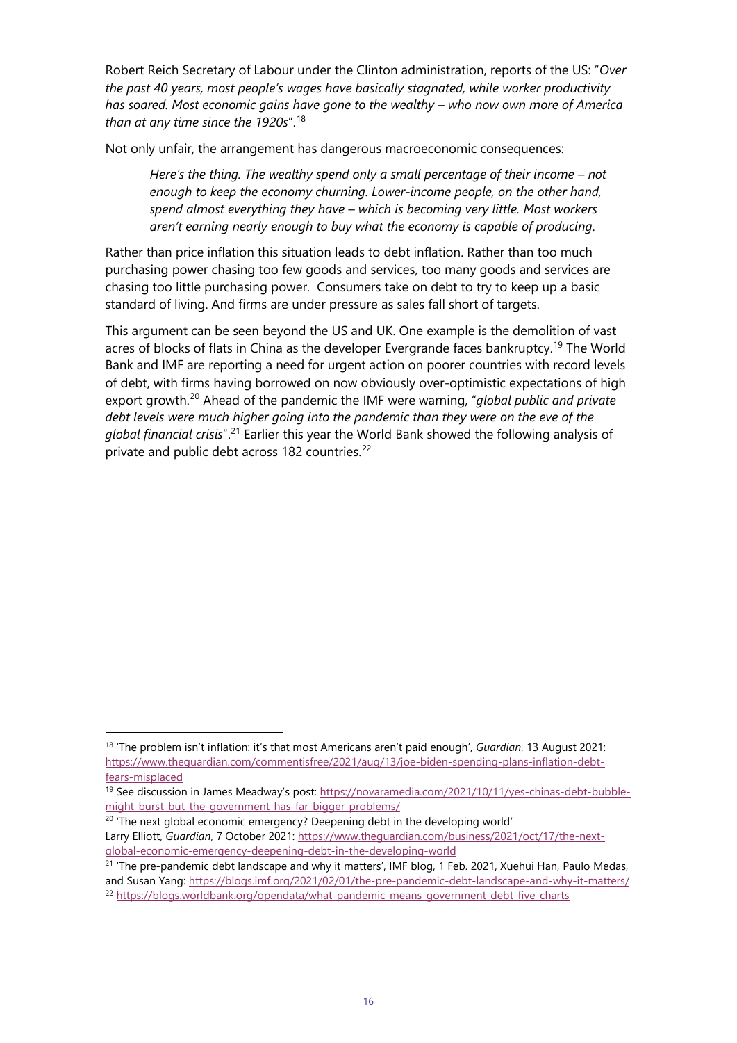Robert Reich Secretary of Labour under the Clinton administration, reports of the US: "*Over the past 40 years, most people's wages have basically stagnated, while worker productivity has soared. Most economic gains have gone to the wealthy – who now own more of America than at any time since the 1920s*".[18]

Not only unfair, the arrangement has dangerous macroeconomic consequences:

> *Here's the thing. The wealthy spend only a small percentage of their income – not enough to keep the economy churning. Lower-income people, on the other hand, spend almost everything they have – which is becoming very little. Most workers aren't earning nearly enough to buy what the economy is capable of producing.*

Rather than price inflation this situation leads to debt inflation. Rather than too much purchasing power chasing too few goods and services, too many goods and services are chasing too little purchasing power. Consumers take on debt to try to keep up a basic standard of living. And firms are under pressure as sales fall short of targets.

This argument can be seen beyond the US and UK. One example is the demolition of vast acres of blocks of flats in China as the developer Evergrande faces bankruptcy.[19] The World Bank and IMF are reporting a need for urgent action on poorer countries with record levels of debt, with firms having borrowed on now obviously over-optimistic expectations of high export growth.[20] Ahead of the pandemic the IMF were warning, "*global public and private debt levels were much higher going into the pandemic than they were on the eve of the global financial crisis*".[21] Earlier this year the World Bank showed the following analysis of private and public debt across 182 countries.[22]

---

[18] 'The problem isn't inflation: it's that most Americans aren't paid enough', *Guardian*, 13 August 2021: https://www.theguardian.com/commentisfree/2021/aug/13/joe-biden-spending-plans-inflation-debt-fears-misplaced

[19] See discussion in James Meadway's post: https://novaramedia.com/2021/10/11/yes-chinas-debt-bubble-might-burst-but-the-government-has-far-bigger-problems/

[20] 'The next global economic emergency? Deepening debt in the developing world' Larry Elliott, *Guardian*, 7 October 2021: https://www.theguardian.com/business/2021/oct/17/the-next-global-economic-emergency-deepening-debt-in-the-developing-world

[21] 'The pre-pandemic debt landscape and why it matters', IMF blog, 1 Feb. 2021, Xuehui Han, Paulo Medas, and Susan Yang: https://blogs.imf.org/2021/02/01/the-pre-pandemic-debt-landscape-and-why-it-matters/

[22] https://blogs.worldbank.org/opendata/what-pandemic-means-government-debt-five-charts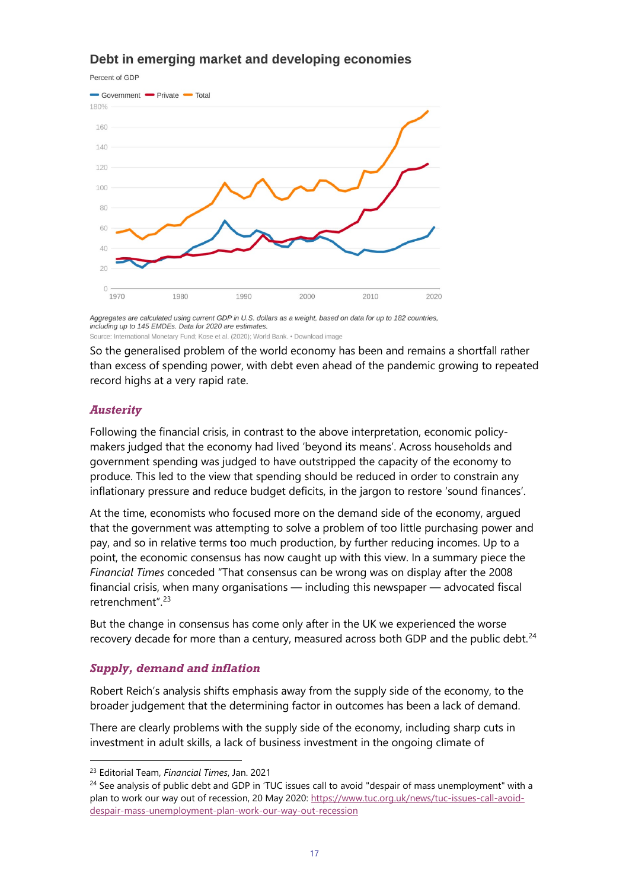**Debt in emerging market and developing economies**

Percent of GDP

Government · Private · Total

*Aggregates are calculated using current GDP in U.S. dollars as a weight, based on data for up to 182 countries, including up to 145 EMDEs. Data for 2020 are estimates.*

Source: International Monetary Fund; Kose et al. (2020); World Bank. • Download image

So the generalised problem of the world economy has been and remains a shortfall rather than excess of spending power, with debt even ahead of the pandemic growing to repeated record highs at a very rapid rate.

## *Austerity*

Following the financial crisis, in contrast to the above interpretation, economic policy-makers judged that the economy had lived 'beyond its means'. Across households and government spending was judged to have outstripped the capacity of the economy to produce. This led to the view that spending should be reduced in order to constrain any inflationary pressure and reduce budget deficits, in the jargon to restore 'sound finances'.

At the time, economists who focused more on the demand side of the economy, argued that the government was attempting to solve a problem of too little purchasing power and pay, and so in relative terms too much production, by further reducing incomes. Up to a point, the economic consensus has now caught up with this view. In a summary piece the *Financial Times* conceded "That consensus can be wrong was on display after the 2008 financial crisis, when many organisations — including this newspaper — advocated fiscal retrenchment".[23]

But the change in consensus has come only after in the UK we experienced the worse recovery decade for more than a century, measured across both GDP and the public debt.[24]

## *Supply, demand and inflation*

Robert Reich's analysis shifts emphasis away from the supply side of the economy, to the broader judgement that the determining factor in outcomes has been a lack of demand.

There are clearly problems with the supply side of the economy, including sharp cuts in investment in adult skills, a lack of business investment in the ongoing climate of

---

[23] Editorial Team, *Financial Times*, Jan. 2021

[24] See analysis of public debt and GDP in 'TUC issues call to avoid "despair of mass unemployment" with a plan to work our way out of recession, 20 May 2020: https://www.tuc.org.uk/news/tuc-issues-call-avoid-despair-mass-unemployment-plan-work-our-way-out-recession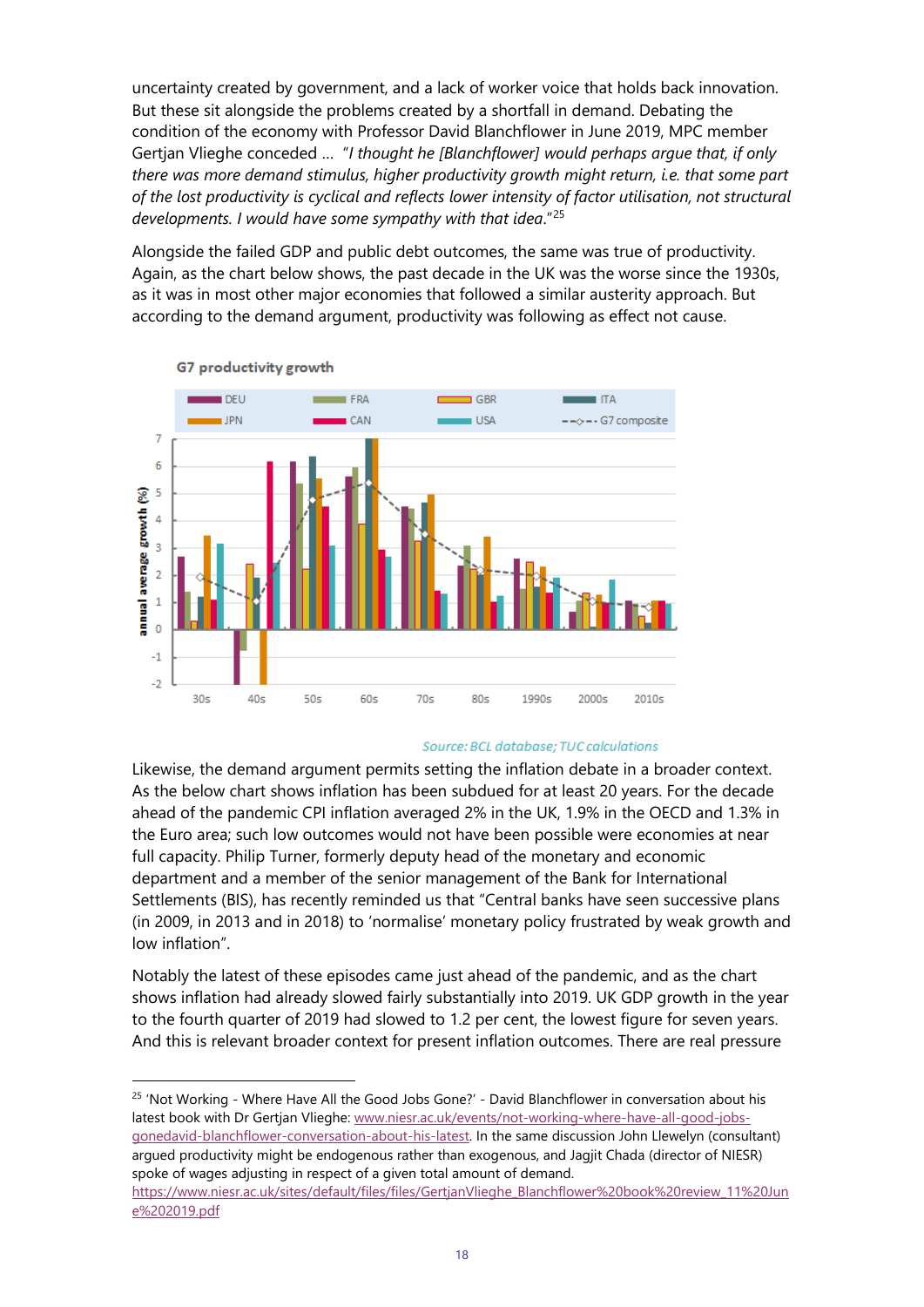uncertainty created by government, and a lack of worker voice that holds back innovation. But these sit alongside the problems created by a shortfall in demand. Debating the condition of the economy with Professor David Blanchflower in June 2019, MPC member Gertjan Vlieghe conceded … "*I thought he [Blanchflower] would perhaps argue that, if only there was more demand stimulus, higher productivity growth might return, i.e. that some part of the lost productivity is cyclical and reflects lower intensity of factor utilisation, not structural developments. I would have some sympathy with that idea.*"[25]

Alongside the failed GDP and public debt outcomes, the same was true of productivity. Again, as the chart below shows, the past decade in the UK was the worse since the 1930s, as it was in most other major economies that followed a similar austerity approach. But according to the demand argument, productivity was following as effect not cause.

**G7 productivity growth**

Legend: DEU, FRA, GBR, ITA, JPN, CAN, USA, G7 composite

Y-axis: annual average growth (%)

X-axis: 30s, 40s, 50s, 60s, 70s, 80s, 1990s, 2000s, 2010s

*Source: BCL database; TUC calculations*

Likewise, the demand argument permits setting the inflation debate in a broader context. As the below chart shows inflation has been subdued for at least 20 years. For the decade ahead of the pandemic CPI inflation averaged 2% in the UK, 1.9% in the OECD and 1.3% in the Euro area; such low outcomes would not have been possible were economies at near full capacity. Philip Turner, formerly deputy head of the monetary and economic department and a member of the senior management of the Bank for International Settlements (BIS), has recently reminded us that "Central banks have seen successive plans (in 2009, in 2013 and in 2018) to 'normalise' monetary policy frustrated by weak growth and low inflation".

Notably the latest of these episodes came just ahead of the pandemic, and as the chart shows inflation had already slowed fairly substantially into 2019. UK GDP growth in the year to the fourth quarter of 2019 had slowed to 1.2 per cent, the lowest figure for seven years. And this is relevant broader context for present inflation outcomes. There are real pressure

[25] 'Not Working - Where Have All the Good Jobs Gone?' - David Blanchflower in conversation about his latest book with Dr Gertjan Vlieghe: www.niesr.ac.uk/events/not-working-where-have-all-good-jobs-gonedavid-blanchflower-conversation-about-his-latest. In the same discussion John Llewelyn (consultant) argued productivity might be endogenous rather than exogenous, and Jagjit Chada (director of NIESR) spoke of wages adjusting in respect of a given total amount of demand. https://www.niesr.ac.uk/sites/default/files/files/GertjanVlieghe_Blanchflower%20book%20review_11%20June%202019.pdf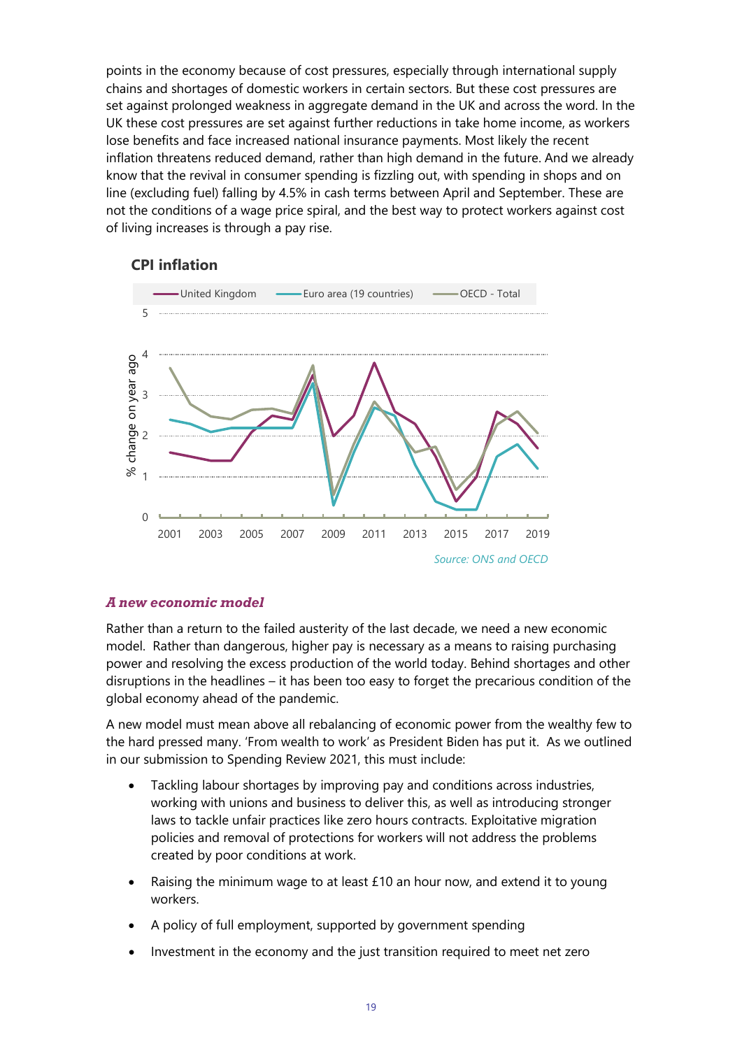points in the economy because of cost pressures, especially through international supply chains and shortages of domestic workers in certain sectors. But these cost pressures are set against prolonged weakness in aggregate demand in the UK and across the word. In the UK these cost pressures are set against further reductions in take home income, as workers lose benefits and face increased national insurance payments. Most likely the recent inflation threatens reduced demand, rather than high demand in the future. And we already know that the revival in consumer spending is fizzling out, with spending in shops and on line (excluding fuel) falling by 4.5% in cash terms between April and September. These are not the conditions of a wage price spiral, and the best way to protect workers against cost of living increases is through a pay rise.

**CPI inflation**

Source: ONS and OECD

### *A new economic model*

Rather than a return to the failed austerity of the last decade, we need a new economic model. Rather than dangerous, higher pay is necessary as a means to raising purchasing power and resolving the excess production of the world today. Behind shortages and other disruptions in the headlines – it has been too easy to forget the precarious condition of the global economy ahead of the pandemic.

A new model must mean above all rebalancing of economic power from the wealthy few to the hard pressed many. 'From wealth to work' as President Biden has put it. As we outlined in our submission to Spending Review 2021, this must include:

- Tackling labour shortages by improving pay and conditions across industries, working with unions and business to deliver this, as well as introducing stronger laws to tackle unfair practices like zero hours contracts. Exploitative migration policies and removal of protections for workers will not address the problems created by poor conditions at work.
- Raising the minimum wage to at least £10 an hour now, and extend it to young workers.
- A policy of full employment, supported by government spending
- Investment in the economy and the just transition required to meet net zero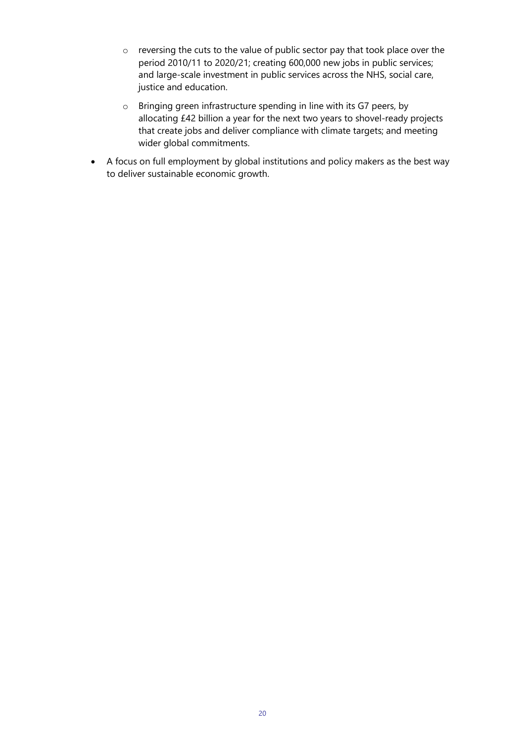- reversing the cuts to the value of public sector pay that took place over the period 2010/11 to 2020/21; creating 600,000 new jobs in public services; and large-scale investment in public services across the NHS, social care, justice and education.
    - Bringing green infrastructure spending in line with its G7 peers, by allocating £42 billion a year for the next two years to shovel-ready projects that create jobs and deliver compliance with climate targets; and meeting wider global commitments.
- A focus on full employment by global institutions and policy makers as the best way to deliver sustainable economic growth.